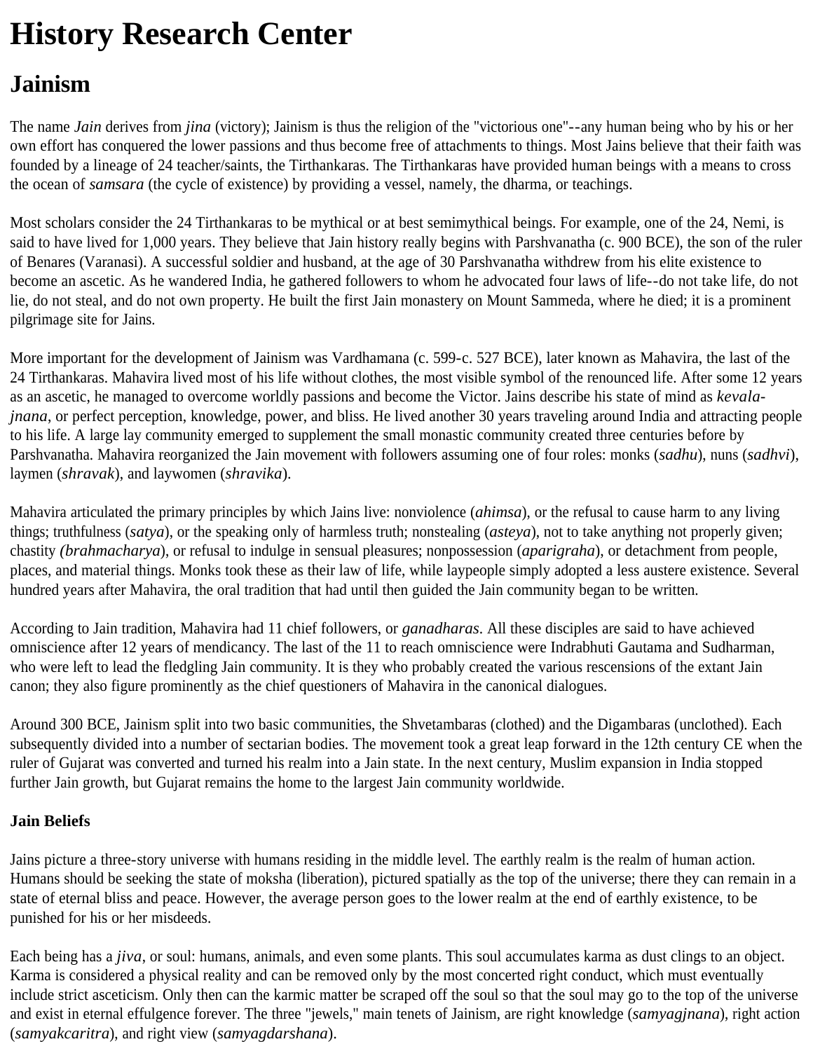# History Research Center

## Jainism

The name *Jain* derives from *jina* (victory); Jainism is thus the religion of the "victorious one"--any human being who by his or her own effort has conquered the lower passions and thus become free of attachments to things. Most Jains believe that their faith was founded by a lineage of 24 teacher/saints, the Tirthankaras. The Tirthankaras have provided human beings with a means to cross the ocean of *samsara* (the cycle of existence) by providing a vessel, namely, the dharma, or teachings.

Most scholars consider the 24 Tirthankaras to be mythical or at best semimythical beings. For example, one of the 24, Nemi, is said to have lived for 1,000 years. They believe that Jain history really begins with Parshvanatha (c. 900 BCE), the son of the ruler of Benares (Varanasi). A successful soldier and husband, at the age of 30 Parshvanatha withdrew from his elite existence to become an ascetic. As he wandered India, he gathered followers to whom he advocated four laws of life--do not take life, do not lie, do not steal, and do not own property. He built the first Jain monastery on Mount Sammeda, where he died; it is a prominent pilgrimage site for Jains.

More important for the development of Jainism was Vardhamana (c. 599-c. 527 BCE), later known as Mahavira, the last of the 24 Tirthankaras. Mahavira lived most of his life without clothes, the most visible symbol of the renounced life. After some 12 years as an ascetic, he managed to overcome worldly passions and become the Victor. Jains describe his state of mind as *kevala-jnana*, or perfect perception, knowledge, power, and bliss. He lived another 30 years traveling around India and attracting people to his life. A large lay community emerged to supplement the small monastic community created three centuries before by Parshvanatha. Mahavira reorganized the Jain movement with followers assuming one of four roles: monks (*sadhu*), nuns (*sadhvi*), laymen (*shravak*), and laywomen (*shravika*).

Mahavira articulated the primary principles by which Jains live: nonviolence (*ahimsa*), or the refusal to cause harm to any living things; truthfulness (*satya*), or the speaking only of harmless truth; nonstealing (*asteya*), not to take anything not properly given; chastity *(brahmacharya*), or refusal to indulge in sensual pleasures; nonpossession (*aparigraha*), or detachment from people, places, and material things. Monks took these as their law of life, while laypeople simply adopted a less austere existence. Several hundred years after Mahavira, the oral tradition that had until then guided the Jain community began to be written.

According to Jain tradition, Mahavira had 11 chief followers, or *ganadharas*. All these disciples are said to have achieved omniscience after 12 years of mendicancy. The last of the 11 to reach omniscience were Indrabhuti Gautama and Sudharman, who were left to lead the fledgling Jain community. It is they who probably created the various rescensions of the extant Jain canon; they also figure prominently as the chief questioners of Mahavira in the canonical dialogues.

Around 300 BCE, Jainism split into two basic communities, the Shvetambaras (clothed) and the Digambaras (unclothed). Each subsequently divided into a number of sectarian bodies. The movement took a great leap forward in the 12th century CE when the ruler of Gujarat was converted and turned his realm into a Jain state. In the next century, Muslim expansion in India stopped further Jain growth, but Gujarat remains the home to the largest Jain community worldwide.

**Jain Beliefs**

Jains picture a three-story universe with humans residing in the middle level. The earthly realm is the realm of human action. Humans should be seeking the state of moksha (liberation), pictured spatially as the top of the universe; there they can remain in a state of eternal bliss and peace. However, the average person goes to the lower realm at the end of earthly existence, to be punished for his or her misdeeds.

Each being has a *jiva*, or soul: humans, animals, and even some plants. This soul accumulates karma as dust clings to an object. Karma is considered a physical reality and can be removed only by the most concerted right conduct, which must eventually include strict asceticism. Only then can the karmic matter be scraped off the soul so that the soul may go to the top of the universe and exist in eternal effulgence forever. The three "jewels," main tenets of Jainism, are right knowledge (*samyagjnana*), right action (*samyakcaritra*), and right view (*samyagdarshana*).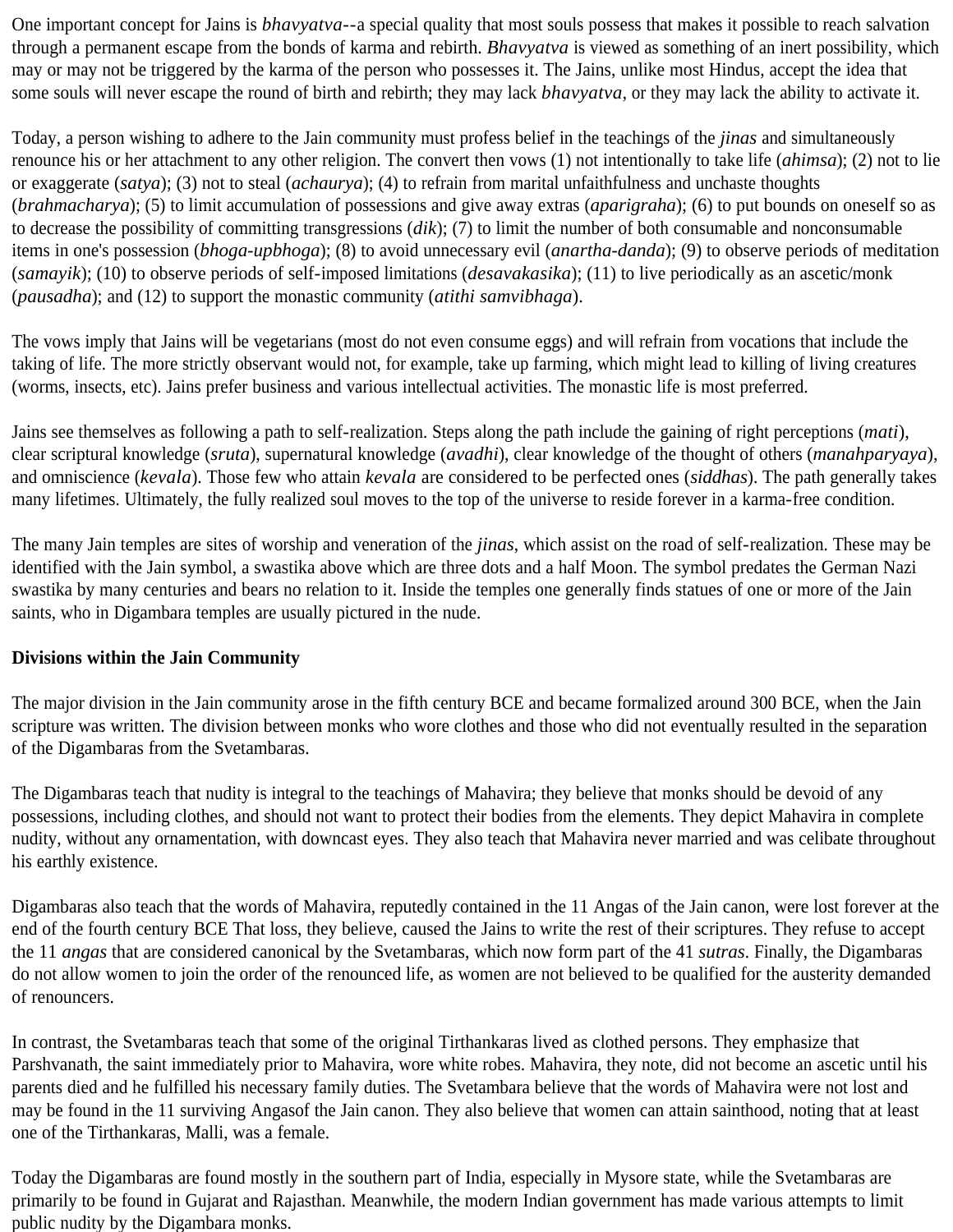One important concept for Jains is *bhavyatva*--a special quality that most souls possess that makes it possible to reach salvation through a permanent escape from the bonds of karma and rebirth. *Bhavyatva* is viewed as something of an inert possibility, which may or may not be triggered by the karma of the person who possesses it. The Jains, unlike most Hindus, accept the idea that some souls will never escape the round of birth and rebirth; they may lack *bhavyatva*, or they lack the ability to activate it.

Today, a person wishing to adhere to the Jain community must profess belief in the teachings of the *jinas* and simultaneously renounce his or her attachment to any other religion. The convert then vows (1) not intentionally to take life (*ahimsa*); (2) not to lie or exaggerate (*satya*); (3) not to steal (*achaurya*); (4) to refrain from marital unfaithfulness and unchaste thoughts (*brahmacharya*); (5) to limit accumulation of possessions and give away extras (*aparigraha*); (6) to put bounds on oneself so as to decrease the possibility of committing transgressions (*dik*); (7) to limit the number of both consumable and nonconsumable items in one's possession (*bhoga-upbhoga*); (8) to avoid unnecessary evil (*anartha-danda*); (9) to observe periods of meditation (*samayik*); (10) to observe periods of self-imposed limitations (*desavakasika*); (11) to live periodically as an ascetic/monk (*pausadha*); and (12) to support the monastic community (*atithi samvibhaga*).

The vows imply that Jains will be vegetarians (most do not even consume eggs) and will refrain from vocations that include the taking of life. The more strictly observant would not, for example, take up farming, which might lead to killing of living creatures (worms, insects, etc). Jains prefer business and various intellectual activities. The monastic life is most preferred.

Jains see themselves as following a path to self-realization. Steps along the path include the gaining of right perceptions (*mati*), clear scriptural knowledge (*sruta*), supernatural knowledge (*avadhi*), clear knowledge of the thought of others (*manahparyaya*), and omniscience (*kevala*). Those few who attain *kevala* are considered to be perfected ones (*siddhas*). The path generally takes many lifetimes. Ultimately, the fully realized soul moves to the top of the universe to reside forever in a karma-free condition.

The many Jain temples are sites of worship and veneration of the *jinas*, which assist on the road of self-realization. These may be identified with the Jain symbol, a swastika above which are three dots and a half Moon. The symbol predates the German Nazi swastika by many centuries and bears no relation to it. Inside the temples one generally finds statues of one or more of the Jain saints, who in Digambara temples are usually pictured in the nude.

**Divisions within the Jain Community**

The major division in the Jain community arose in the fifth century BCE and became formalized around 300 BCE, when the Jain scripture was written. The division between monks who wore clothes and those who did not eventually resulted in the separation of the Digambaras from the Svetambaras.

The Digambaras teach that nudity is integral to the teachings of Mahavira; they believe that monks should be devoid of any possessions, including clothes, and should not want to protect their bodies from the elements. They depict Mahavira in complete nudity, without any ornamentation, with downcast eyes. They also teach that Mahavira never married and was celibate throughout his earthly existence.

Digambaras also teach that the words of Mahavira, reputedly contained in the 11 Angas of the Jain canon, were lost forever at the end of the fourth century BCE That loss, they believe, caused the Jains to write the rest of their scriptures. They refuse to accept the 11 *angas* that are considered canonical by the Svetambaras, which now form part of the 41 *sutras*. Finally, the Digambaras do not allow women to join the order of the renounced life, as women are not believed to be qualified for the austerity demanded of renouncers.

In contrast, the Svetambaras teach that some of the original Tirthankaras lived as clothed persons. They emphasize that Parshvanath, the saint immediately prior to Mahavira, wore white robes. Mahavira, they note, did not become an ascetic until his parents died and he fulfilled his necessary family duties. The Svetambara believe that the words of Mahavira were not lost and may be found in the 11 surviving Angasof the Jain canon. They also believe that women can attain sainthood, noting that at least one of the Tirthankaras, Malli, was a female.

Today the Digambaras are found mostly in the southern part of India, especially in Mysore state, while the Svetambaras are primarily to be found in Gujarat and Rajasthan. Meanwhile, the modern Indian government has made various attempts to limit public nudity by the Digambara monks.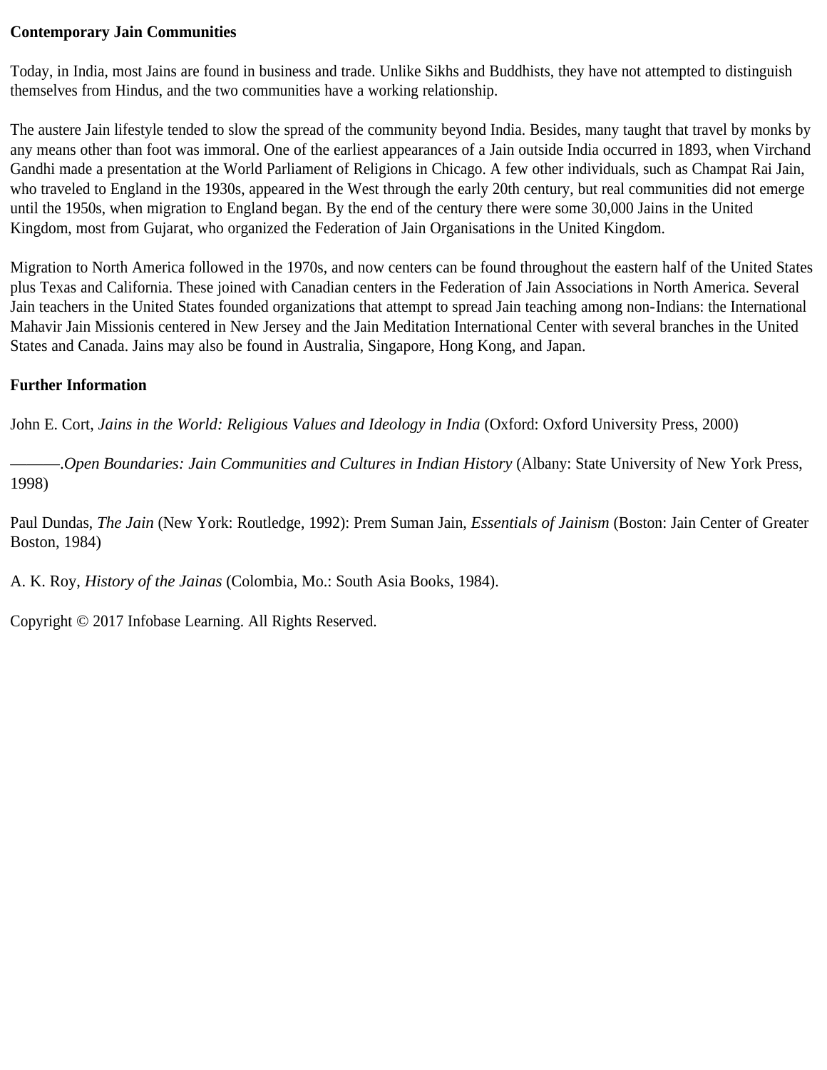**Contemporary Jain Communities**

Today, in India, most Jains are found in business and trade. Unlike Sikhs and Buddhists, they have not attempted to distinguish themselves from Hindus, and the two communities have a working relationship.

The austere Jain lifestyle tended to slow the spread of the community beyond India. Besides, many taught that travel by monks by any means other than foot was immoral. One of the earliest appearances of a Jain outside India occurred in 1893, when Virchand Gandhi made a presentation at the World Parliament of Religions in Chicago. A few other individuals, such as Champat Rai Jain, who traveled to England in the 1930s, appeared in the West through the early 20th century, but real communities did not emerge until the 1950s, when migration to England began. By the end of the century there were some 30,000 Jains in the United Kingdom, most from Gujarat, who organized the Federation of Jain Organisations in the United Kingdom.

Migration to North America followed in the 1970s, and now centers can be found throughout the eastern half of the United States plus Texas and California. These joined with Canadian centers in the Federation of Jain Associations in North America. Several Jain teachers in the United States founded organizations that attempt to spread Jain teaching among non-Indians: the International Mahavir Jain Missionis centered in New Jersey and the Jain Meditation International Center with several branches in the United States and Canada. Jains may also be found in Australia, Singapore, Hong Kong, and Japan.

**Further Information**

John E. Cort, *Jains in the World: Religious Values and Ideology in India* (Oxford: Oxford University Press, 2000)

———.*Open Boundaries: Jain Communities and Cultures in Indian History* (Albany: State University of New York Press, 1998)

Paul Dundas, *The Jain* (New York: Routledge, 1992): Prem Suman Jain, *Essentials of Jainism* (Boston: Jain Center of Greater Boston, 1984)

A. K. Roy, *History of the Jainas* (Colombia, Mo.: South Asia Books, 1984).

Copyright © 2017 Infobase Learning. All Rights Reserved.